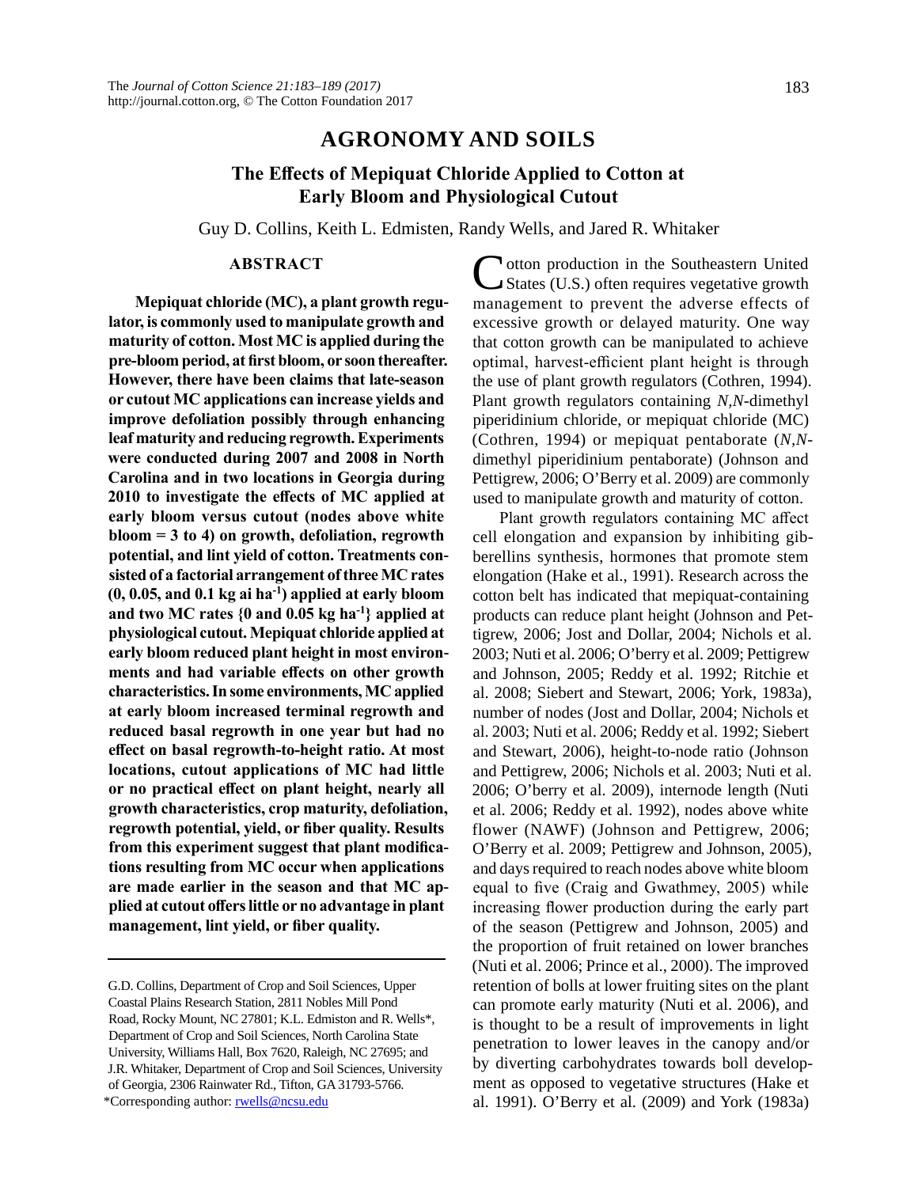# AGRONOMY AND SOILS

## The Effects of Mepiquat Chloride Applied to Cotton at Early Bloom and Physiological Cutout

Guy D. Collins, Keith L. Edmisten, Randy Wells, and Jared R. Whitaker

### ABSTRACT

**Mepiquat chloride (MC), a plant growth regulator, is commonly used to manipulate growth and maturity of cotton. Most MC is applied during the pre-bloom period, at first bloom, or soon thereafter. However, there have been claims that late-season or cutout MC applications can increase yields and improve defoliation possibly through enhancing leaf maturity and reducing regrowth. Experiments were conducted during 2007 and 2008 in North Carolina and in two locations in Georgia during 2010 to investigate the effects of MC applied at early bloom versus cutout (nodes above white bloom = 3 to 4) on growth, defoliation, regrowth potential, and lint yield of cotton. Treatments consisted of a factorial arrangement of three MC rates (0, 0.05, and 0.1 kg ai ha$^{-1}$) applied at early bloom and two MC rates {0 and 0.05 kg ha$^{-1}$} applied at physiological cutout. Mepiquat chloride applied at early bloom reduced plant height in most environments and had variable effects on other growth characteristics. In some environments, MC applied at early bloom increased terminal regrowth and reduced basal regrowth in one year but had no effect on basal regrowth-to-height ratio. At most locations, cutout applications of MC had little or no practical effect on plant height, nearly all growth characteristics, crop maturity, defoliation, regrowth potential, yield, or fiber quality. Results from this experiment suggest that plant modifications resulting from MC occur when applications are made earlier in the season and that MC applied at cutout offers little or no advantage in plant management, lint yield, or fiber quality.**

Cotton production in the Southeastern United States (U.S.) often requires vegetative growth management to prevent the adverse effects of excessive growth or delayed maturity. One way that cotton growth can be manipulated to achieve optimal, harvest-efficient plant height is through the use of plant growth regulators (Cothren, 1994). Plant growth regulators containing *N*,*N*-dimethyl piperidinium chloride, or mepiquat chloride (MC) (Cothren, 1994) or mepiquat pentaborate (*N*,*N*-dimethyl piperidinium pentaborate) (Johnson and Pettigrew, 2006; O'Berry et al. 2009) are commonly used to manipulate growth and maturity of cotton.

Plant growth regulators containing MC affect cell elongation and expansion by inhibiting gibberellins synthesis, hormones that promote stem elongation (Hake et al., 1991). Research across the cotton belt has indicated that mepiquat-containing products can reduce plant height (Johnson and Pettigrew, 2006; Jost and Dollar, 2004; Nichols et al. 2003; Nuti et al. 2006; O'berry et al. 2009; Pettigrew and Johnson, 2005; Reddy et al. 1992; Ritchie et al. 2008; Siebert and Stewart, 2006; York, 1983a), number of nodes (Jost and Dollar, 2004; Nichols et al. 2003; Nuti et al. 2006; Reddy et al. 1992; Siebert and Stewart, 2006), height-to-node ratio (Johnson and Pettigrew, 2006; Nichols et al. 2003; Nuti et al. 2006; O'berry et al. 2009), internode length (Nuti et al. 2006; Reddy et al. 1992), nodes above white flower (NAWF) (Johnson and Pettigrew, 2006; O'Berry et al. 2009; Pettigrew and Johnson, 2005), and days required to reach nodes above white bloom equal to five (Craig and Gwathmey, 2005) while increasing flower production during the early part of the season (Pettigrew and Johnson, 2005) and the proportion of fruit retained on lower branches (Nuti et al. 2006; Prince et al., 2000). The improved retention of bolls at lower fruiting sites on the plant can promote early maturity (Nuti et al. 2006), and is thought to be a result of improvements in light penetration to lower leaves in the canopy and/or by diverting carbohydrates towards boll development as opposed to vegetative structures (Hake et al. 1991). O'Berry et al. (2009) and York (1983a)

---

G.D. Collins, Department of Crop and Soil Sciences, Upper Coastal Plains Research Station, 2811 Nobles Mill Pond Road, Rocky Mount, NC 27801; K.L. Edmiston and R. Wells*, Department of Crop and Soil Sciences, North Carolina State University, Williams Hall, Box 7620, Raleigh, NC 27695; and J.R. Whitaker, Department of Crop and Soil Sciences, University of Georgia, 2306 Rainwater Rd., Tifton, GA 31793-5766.
*Corresponding author: rwells@ncsu.edu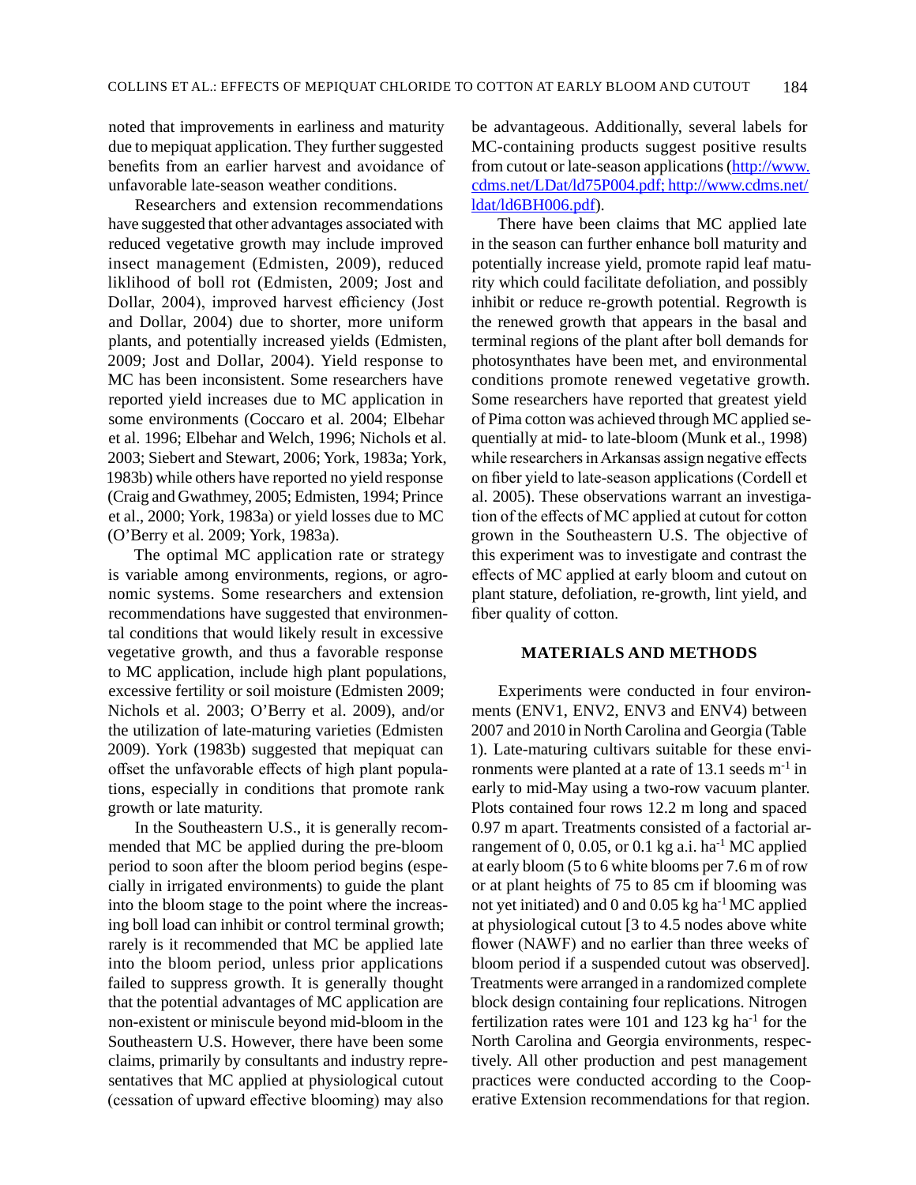noted that improvements in earliness and maturity due to mepiquat application. They further suggested benefits from an earlier harvest and avoidance of unfavorable late-season weather conditions.

Researchers and extension recommendations have suggested that other advantages associated with reduced vegetative growth may include improved insect management (Edmisten, 2009), reduced liklihood of boll rot (Edmisten, 2009; Jost and Dollar, 2004), improved harvest efficiency (Jost and Dollar, 2004) due to shorter, more uniform plants, and potentially increased yields (Edmisten, 2009; Jost and Dollar, 2004). Yield response to MC has been inconsistent. Some researchers have reported yield increases due to MC application in some environments (Coccaro et al. 2004; Elbehar et al. 1996; Elbehar and Welch, 1996; Nichols et al. 2003; Siebert and Stewart, 2006; York, 1983a; York, 1983b) while others have reported no yield response (Craig and Gwathmey, 2005; Edmisten, 1994; Prince et al., 2000; York, 1983a) or yield losses due to MC (O'Berry et al. 2009; York, 1983a).

The optimal MC application rate or strategy is variable among environments, regions, or agronomic systems. Some researchers and extension recommendations have suggested that environmental conditions that would likely result in excessive vegetative growth, and thus a favorable response to MC application, include high plant populations, excessive fertility or soil moisture (Edmisten 2009; Nichols et al. 2003; O'Berry et al. 2009), and/or the utilization of late-maturing varieties (Edmisten 2009). York (1983b) suggested that mepiquat can offset the unfavorable effects of high plant populations, especially in conditions that promote rank growth or late maturity.

In the Southeastern U.S., it is generally recommended that MC be applied during the pre-bloom period to soon after the bloom period begins (especially in irrigated environments) to guide the plant into the bloom stage to the point where the increasing boll load can inhibit or control terminal growth; rarely is it recommended that MC be applied late into the bloom period, unless prior applications failed to suppress growth. It is generally thought that the potential advantages of MC application are non-existent or miniscule beyond mid-bloom in the Southeastern U.S. However, there have been some claims, primarily by consultants and industry representatives that MC applied at physiological cutout (cessation of upward effective blooming) may also be advantageous. Additionally, several labels for MC-containing products suggest positive results from cutout or late-season applications (http://www.cdms.net/LDat/ld75P004.pdf; http://www.cdms.net/ldat/ld6BH006.pdf).

There have been claims that MC applied late in the season can further enhance boll maturity and potentially increase yield, promote rapid leaf maturity which could facilitate defoliation, and possibly inhibit or reduce re-growth potential. Regrowth is the renewed growth that appears in the basal and terminal regions of the plant after boll demands for photosynthates have been met, and environmental conditions promote renewed vegetative growth. Some researchers have reported that greatest yield of Pima cotton was achieved through MC applied sequentially at mid- to late-bloom (Munk et al., 1998) while researchers in Arkansas assign negative effects on fiber yield to late-season applications (Cordell et al. 2005). These observations warrant an investigation of the effects of MC applied at cutout for cotton grown in the Southeastern U.S. The objective of this experiment was to investigate and contrast the effects of MC applied at early bloom and cutout on plant stature, defoliation, re-growth, lint yield, and fiber quality of cotton.

## MATERIALS AND METHODS

Experiments were conducted in four environments (ENV1, ENV2, ENV3 and ENV4) between 2007 and 2010 in North Carolina and Georgia (Table 1). Late-maturing cultivars suitable for these environments were planted at a rate of 13.1 seeds $m^{-1}$ in early to mid-May using a two-row vacuum planter. Plots contained four rows 12.2 m long and spaced 0.97 m apart. Treatments consisted of a factorial arrangement of 0, 0.05, or 0.1 kg a.i. $ha^{-1}$ MC applied at early bloom (5 to 6 white blooms per 7.6 m of row or at plant heights of 75 to 85 cm if blooming was not yet initiated) and 0 and 0.05 kg $ha^{-1}$ MC applied at physiological cutout [3 to 4.5 nodes above white flower (NAWF) and no earlier than three weeks of bloom period if a suspended cutout was observed]. Treatments were arranged in a randomized complete block design containing four replications. Nitrogen fertilization rates were 101 and 123 kg $ha^{-1}$ for the North Carolina and Georgia environments, respectively. All other production and pest management practices were conducted according to the Cooperative Extension recommendations for that region.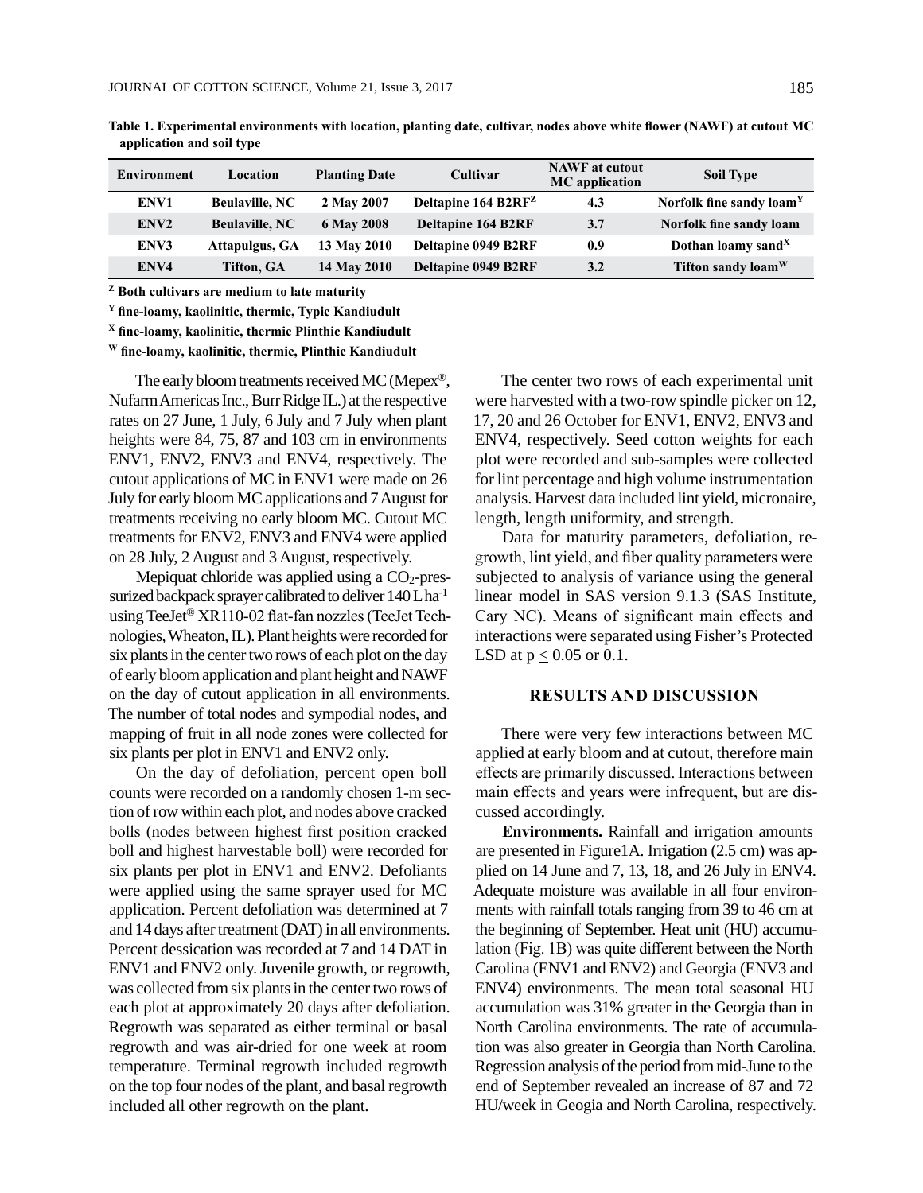**Table 1. Experimental environments with location, planting date, cultivar, nodes above white flower (NAWF) at cutout MC application and soil type**

| Environment | Location | Planting Date | Cultivar | NAWF at cutout MC application | Soil Type |
|---|---|---|---|---|---|
| ENV1 | Beulaville, NC | 2 May 2007 | Deltapine 164 B2RF[Z] | 4.3 | Norfolk fine sandy loam[Y] |
| ENV2 | Beulaville, NC | 6 May 2008 | Deltapine 164 B2RF | 3.7 | Norfolk fine sandy loam |
| ENV3 | Attapulgus, GA | 13 May 2010 | Deltapine 0949 B2RF | 0.9 | Dothan loamy sand[X] |
| ENV4 | Tifton, GA | 14 May 2010 | Deltapine 0949 B2RF | 3.2 | Tifton sandy loam[W] |

[Z] Both cultivars are medium to late maturity

[Y] fine-loamy, kaolinitic, thermic, Typic Kandiudult

[X] fine-loamy, kaolinitic, thermic Plinthic Kandiudult

[W] fine-loamy, kaolinitic, thermic, Plinthic Kandiudult

The early bloom treatments received MC (Mepex®, Nufarm Americas Inc., Burr Ridge IL.) at the respective rates on 27 June, 1 July, 6 July and 7 July when plant heights were 84, 75, 87 and 103 cm in environments ENV1, ENV2, ENV3 and ENV4, respectively. The cutout applications of MC in ENV1 were made on 26 July for early bloom MC applications and 7 August for treatments receiving no early bloom MC. Cutout MC treatments for ENV2, ENV3 and ENV4 were applied on 28 July, 2 August and 3 August, respectively.

Mepiquat chloride was applied using a $CO_2$-pressurized backpack sprayer calibrated to deliver 140 L $ha^{-1}$ using TeeJet® XR110-02 flat-fan nozzles (TeeJet Technologies, Wheaton, IL). Plant heights were recorded for six plants in the center two rows of each plot on the day of early bloom application and plant height and NAWF on the day of cutout application in all environments. The number of total nodes and sympodial nodes, and mapping of fruit in all node zones were collected for six plants per plot in ENV1 and ENV2 only.

On the day of defoliation, percent open boll counts were recorded on a randomly chosen 1-m section of row within each plot, and nodes above cracked bolls (nodes between highest first position cracked boll and highest harvestable boll) were recorded for six plants per plot in ENV1 and ENV2. Defoliants were applied using the same sprayer used for MC application. Percent defoliation was determined at 7 and 14 days after treatment (DAT) in all environments. Percent dessication was recorded at 7 and 14 DAT in ENV1 and ENV2 only. Juvenile growth, or regrowth, was collected from six plants in the center two rows of each plot at approximately 20 days after defoliation. Regrowth was separated as either terminal or basal regrowth and was air-dried for one week at room temperature. Terminal regrowth included regrowth on the top four nodes of the plant, and basal regrowth included all other regrowth on the plant.

The center two rows of each experimental unit were harvested with a two-row spindle picker on 12, 17, 20 and 26 October for ENV1, ENV2, ENV3 and ENV4, respectively. Seed cotton weights for each plot were recorded and sub-samples were collected for lint percentage and high volume instrumentation analysis. Harvest data included lint yield, micronaire, length, length uniformity, and strength.

Data for maturity parameters, defoliation, regrowth, lint yield, and fiber quality parameters were subjected to analysis of variance using the general linear model in SAS version 9.1.3 (SAS Institute, Cary NC). Means of significant main effects and interactions were separated using Fisher's Protected LSD at $p \leq 0.05$ or 0.1.

## RESULTS AND DISCUSSION

There were very few interactions between MC applied at early bloom and at cutout, therefore main effects are primarily discussed. Interactions between main effects and years were infrequent, but are discussed accordingly.

**Environments.** Rainfall and irrigation amounts are presented in Figure1A. Irrigation (2.5 cm) was applied on 14 June and 7, 13, 18, and 26 July in ENV4. Adequate moisture was available in all four environments with rainfall totals ranging from 39 to 46 cm at the beginning of September. Heat unit (HU) accumulation (Fig. 1B) was quite different between the North Carolina (ENV1 and ENV2) and Georgia (ENV3 and ENV4) environments. The mean total seasonal HU accumulation was 31% greater in the Georgia than in North Carolina environments. The rate of accumulation was also greater in Georgia than North Carolina. Regression analysis of the period from mid-June to the end of September revealed an increase of 87 and 72 HU/week in Geogia and North Carolina, respectively.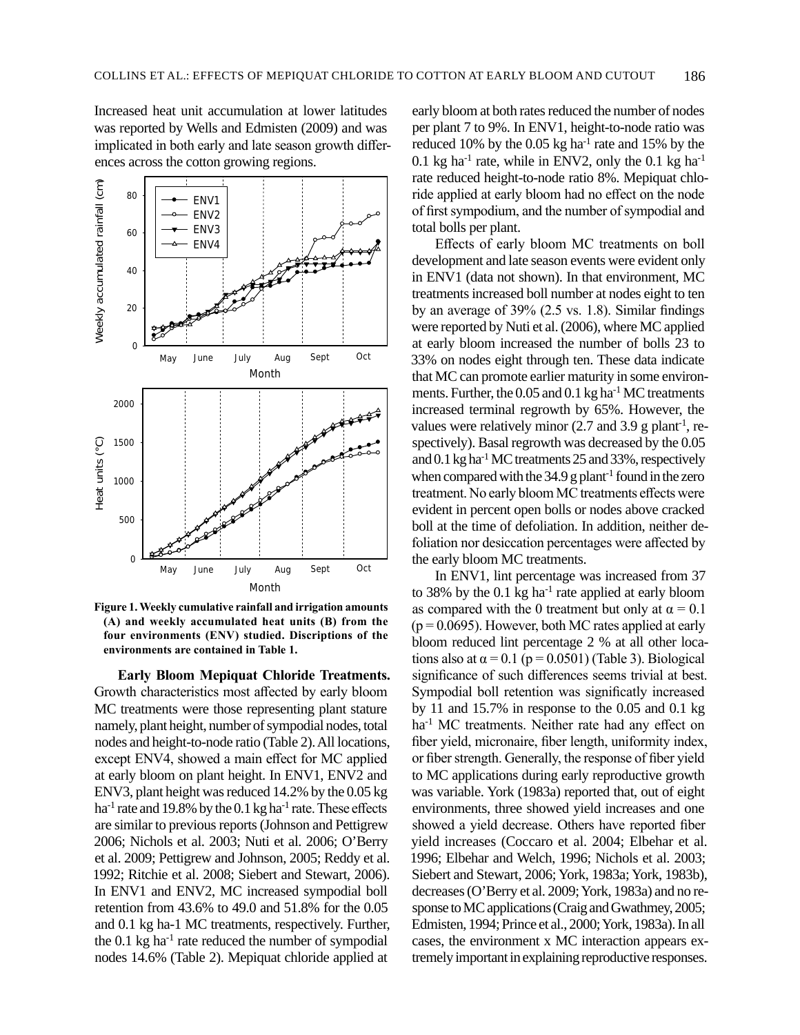Increased heat unit accumulation at lower latitudes was reported by Wells and Edmisten (2009) and was implicated in both early and late season growth differences across the cotton growing regions.

Figure 1. Weekly cumulative rainfall and irrigation amounts (A) and weekly accumulated heat units (B) from the four environments (ENV) studied. Discriptions of the environments are contained in Table 1.

**Early Bloom Mepiquat Chloride Treatments.** Growth characteristics most affected by early bloom MC treatments were those representing plant stature namely, plant height, number of sympodial nodes, total nodes and height-to-node ratio (Table 2). All locations, except ENV4, showed a main effect for MC applied at early bloom on plant height. In ENV1, ENV2 and ENV3, plant height was reduced 14.2% by the 0.05 kg ha$^{-1}$ rate and 19.8% by the 0.1 kg ha$^{-1}$ rate. These effects are similar to previous reports (Johnson and Pettigrew 2006; Nichols et al. 2003; Nuti et al. 2006; O'Berry et al. 2009; Pettigrew and Johnson, 2005; Reddy et al. 1992; Ritchie et al. 2008; Siebert and Stewart, 2006). In ENV1 and ENV2, MC increased sympodial boll retention from 43.6% to 49.0 and 51.8% for the 0.05 and 0.1 kg ha-1 MC treatments, respectively. Further, the 0.1 kg ha$^{-1}$ rate reduced the number of sympodial nodes 14.6% (Table 2). Mepiquat chloride applied at early bloom at both rates reduced the number of nodes per plant 7 to 9%. In ENV1, height-to-node ratio was reduced 10% by the 0.05 kg ha$^{-1}$ rate and 15% by the 0.1 kg ha$^{-1}$ rate, while in ENV2, only the 0.1 kg ha$^{-1}$ rate reduced height-to-node ratio 8%. Mepiquat chloride applied at early bloom had no effect on the node of first sympodium, and the number of sympodial and total bolls per plant.

Effects of early bloom MC treatments on boll development and late season events were evident only in ENV1 (data not shown). In that environment, MC treatments increased boll number at nodes eight to ten by an average of 39% (2.5 vs. 1.8). Similar findings were reported by Nuti et al. (2006), where MC applied at early bloom increased the number of bolls 23 to 33% on nodes eight through ten. These data indicate that MC can promote earlier maturity in some environments. Further, the 0.05 and 0.1 kg ha$^{-1}$ MC treatments increased terminal regrowth by 65%. However, the values were relatively minor (2.7 and 3.9 g plant$^{-1}$, respectively). Basal regrowth was decreased by the 0.05 and 0.1 kg ha$^{-1}$ MC treatments 25 and 33%, respectively when compared with the 34.9 g plant$^{-1}$ found in the zero treatment. No early bloom MC treatments effects were evident in percent open bolls or nodes above cracked boll at the time of defoliation. In addition, neither defoliation nor desiccation percentages were affected by the early bloom MC treatments.

In ENV1, lint percentage was increased from 37 to 38% by the 0.1 kg ha$^{-1}$ rate applied at early bloom as compared with the 0 treatment but only at $\alpha = 0.1$ ($p = 0.0695$). However, both MC rates applied at early bloom reduced lint percentage 2 % at all other locations also at $\alpha = 0.1$ ($p = 0.0501$) (Table 3). Biological significance of such differences seems trivial at best. Sympodial boll retention was significatly increased by 11 and 15.7% in response to the 0.05 and 0.1 kg ha$^{-1}$ MC treatments. Neither rate had any effect on fiber yield, micronaire, fiber length, uniformity index, or fiber strength. Generally, the response of fiber yield to MC applications during early reproductive growth was variable. York (1983a) reported that, out of eight environments, three showed yield increases and one showed a yield decrease. Others have reported fiber yield increases (Coccaro et al. 2004; Elbehar et al. 1996; Elbehar and Welch, 1996; Nichols et al. 2003; Siebert and Stewart, 2006; York, 1983a; York, 1983b), decreases (O'Berry et al. 2009; York, 1983a) and no response to MC applications (Craig and Gwathmey, 2005; Edmisten, 1994; Prince et al., 2000; York, 1983a). In all cases, the environment x MC interaction appears extremely important in explaining reproductive responses.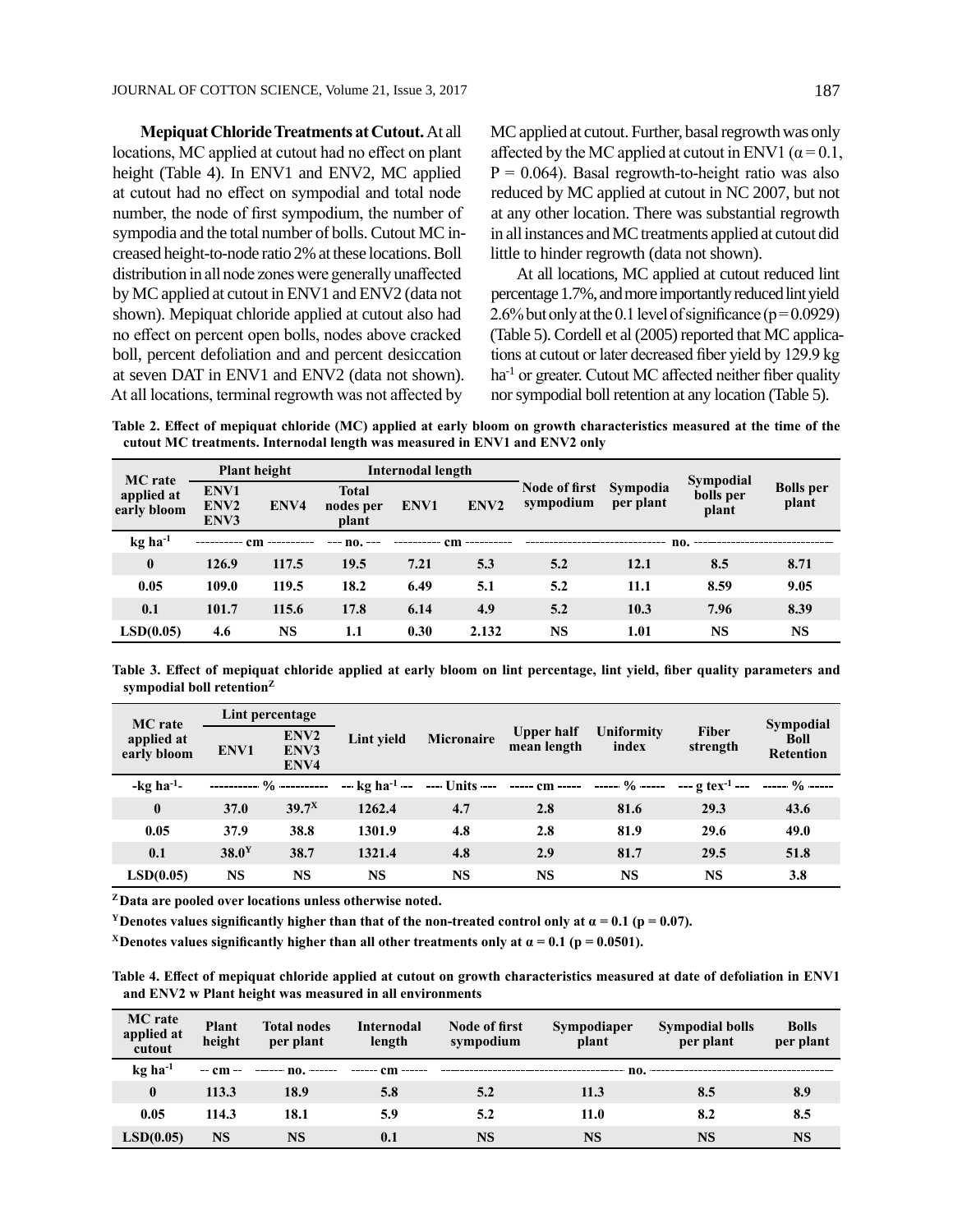**Mepiquat Chloride Treatments at Cutout.** At all locations, MC applied at cutout had no effect on plant height (Table 4). In ENV1 and ENV2, MC applied at cutout had no effect on sympodial and total node number, the node of first sympodium, the number of sympodia and the total number of bolls. Cutout MC increased height-to-node ratio 2% at these locations. Boll distribution in all node zones were generally unaffected by MC applied at cutout in ENV1 and ENV2 (data not shown). Mepiquat chloride applied at cutout also had no effect on percent open bolls, nodes above cracked boll, percent defoliation and and percent desiccation at seven DAT in ENV1 and ENV2 (data not shown). At all locations, terminal regrowth was not affected by MC applied at cutout. Further, basal regrowth was only affected by the MC applied at cutout in ENV1 ($\alpha = 0.1$, $P = 0.064$). Basal regrowth-to-height ratio was also reduced by MC applied at cutout in NC 2007, but not at any other location. There was substantial regrowth in all instances and MC treatments applied at cutout did little to hinder regrowth (data not shown).

At all locations, MC applied at cutout reduced lint percentage 1.7%, and more importantly reduced lint yield 2.6% but only at the 0.1 level of significance ($p = 0.0929$) (Table 5). Cordell et al (2005) reported that MC applications at cutout or later decreased fiber yield by 129.9 kg ha$^{-1}$ or greater. Cutout MC affected neither fiber quality nor sympodial boll retention at any location (Table 5).

**Table 2. Effect of mepiquat chloride (MC) applied at early bloom on growth characteristics measured at the time of the cutout MC treatments. Internodal length was measured in ENV1 and ENV2 only**

| MC rate applied at early bloom | Plant height | | Total nodes per plant | Internodal length | | Node of first sympodium | Sympodia per plant | Sympodial bolls per plant | Bolls per plant |
|---|---|---|---|---|---|---|---|---|---|
| | ENV1 ENV2 ENV3 | ENV4 | | ENV1 | ENV2 | | | | |
| kg ha$^{-1}$ | cm | | no. | cm | | no. | | | |
| **0** | **126.9** | **117.5** | **19.5** | **7.21** | **5.3** | **5.2** | **12.1** | **8.5** | **8.71** |
| **0.05** | **109.0** | **119.5** | **18.2** | **6.49** | **5.1** | **5.2** | **11.1** | **8.59** | **9.05** |
| **0.1** | **101.7** | **115.6** | **17.8** | **6.14** | **4.9** | **5.2** | **10.3** | **7.96** | **8.39** |
| **LSD(0.05)** | **4.6** | **NS** | **1.1** | **0.30** | **2.132** | **NS** | **1.01** | **NS** | **NS** |

**Table 3. Effect of mepiquat chloride applied at early bloom on lint percentage, lint yield, fiber quality parameters and sympodial boll retention$^{Z}$**

| MC rate applied at early bloom | Lint percentage | | Lint yield | Micronaire | Upper half mean length | Uniformity index | Fiber strength | Sympodial Boll Retention |
|---|---|---|---|---|---|---|---|---|
| | ENV1 | ENV2 ENV3 ENV4 | | | | | | |
| -kg ha$^{-1}$- | % | | kg ha$^{-1}$ | Units | cm | % | g tex$^{-1}$ | % |
| **0** | **37.0** | **39.7$^{X}$** | **1262.4** | **4.7** | **2.8** | **81.6** | **29.3** | **43.6** |
| **0.05** | **37.9** | **38.8** | **1301.9** | **4.8** | **2.8** | **81.9** | **29.6** | **49.0** |
| **0.1** | **38.0$^{Y}$** | **38.7** | **1321.4** | **4.8** | **2.9** | **81.7** | **29.5** | **51.8** |
| **LSD(0.05)** | **NS** | **NS** | **NS** | **NS** | **NS** | **NS** | **NS** | **3.8** |

$^{Z}$**Data are pooled over locations unless otherwise noted.**

$^{Y}$**Denotes values significantly higher than that of the non-treated control only at $\alpha = 0.1$ ($p = 0.07$).**

$^{X}$**Denotes values significantly higher than all other treatments only at $\alpha = 0.1$ ($p = 0.0501$).**

**Table 4. Effect of mepiquat chloride applied at cutout on growth characteristics measured at date of defoliation in ENV1 and ENV2 w Plant height was measured in all environments**

| MC rate applied at cutout | Plant height | Total nodes per plant | Internodal length | Node of first sympodium | Sympodiaper plant | Sympodial bolls per plant | Bolls per plant |
|---|---|---|---|---|---|---|---|
| kg ha$^{-1}$ | cm | no. | cm | no. | | | |
| **0** | **113.3** | **18.9** | **5.8** | **5.2** | **11.3** | **8.5** | **8.9** |
| **0.05** | **114.3** | **18.1** | **5.9** | **5.2** | **11.0** | **8.2** | **8.5** |
| **LSD(0.05)** | **NS** | **NS** | **0.1** | **NS** | **NS** | **NS** | **NS** |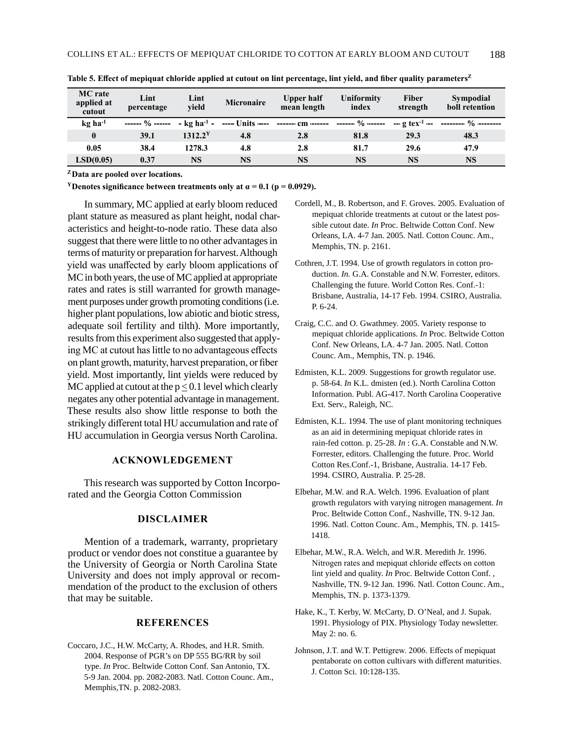**Table 5. Effect of mepiquat chloride applied at cutout on lint percentage, lint yield, and fiber quality parameters[Z]**

| MC rate applied at cutout | Lint percentage | Lint yield | Micronaire | Upper half mean length | Uniformity index | Fiber strength | Sympodial boll retention |
|---|---|---|---|---|---|---|---|
| kg ha$^{-1}$ | ------ % ------ | - kg ha$^{-1}$ - | ---- Units ---- | ------- cm ------- | ------- % ------- | --- g tex$^{-1}$ --- | --------- % --------- |
| 0 | 39.1 | 1312.2[Y] | 4.8 | 2.8 | 81.8 | 29.3 | 48.3 |
| 0.05 | 38.4 | 1278.3 | 4.8 | 2.8 | 81.7 | 29.6 | 47.9 |
| LSD(0.05) | 0.37 | NS | NS | NS | NS | NS | NS |

[Z] Data are pooled over locations.

[Y] Denotes significance between treatments only at $\alpha = 0.1$ ($p = 0.0929$).

In summary, MC applied at early bloom reduced plant stature as measured as plant height, nodal characteristics and height-to-node ratio. These data also suggest that there were little to no other advantages in terms of maturity or preparation for harvest. Although yield was unaffected by early bloom applications of MC in both years, the use of MC applied at appropriate rates and rates is still warranted for growth management purposes under growth promoting conditions (i.e. higher plant populations, low abiotic and biotic stress, adequate soil fertility and tilth). More importantly, results from this experiment also suggested that applying MC at cutout has little to no advantageous effects on plant growth, maturity, harvest preparation, or fiber yield. Most importantly, lint yields were reduced by MC applied at cutout at the $p \leq 0.1$ level which clearly negates any other potential advantage in management. These results also show little response to both the strikingly different total HU accumulation and rate of HU accumulation in Georgia versus North Carolina.

## ACKNOWLEDGEMENT

This research was supported by Cotton Incorporated and the Georgia Cotton Commission

## DISCLAIMER

Mention of a trademark, warranty, proprietary product or vendor does not constitue a guarantee by the University of Georgia or North Carolina State University and does not imply approval or recommendation of the product to the exclusion of others that may be suitable.

## REFERENCES

Coccaro, J.C., H.W. McCarty, A. Rhodes, and H.R. Smith. 2004. Response of PGR's on DP 555 BG/RR by soil type. *In* Proc. Beltwide Cotton Conf. San Antonio, TX. 5-9 Jan. 2004. pp. 2082-2083. Natl. Cotton Counc. Am., Memphis,TN. p. 2082-2083.

Cordell, M., B. Robertson, and F. Groves. 2005. Evaluation of mepiquat chloride treatments at cutout or the latest possible cutout date. *In* Proc. Beltwide Cotton Conf. New Orleans, LA. 4-7 Jan. 2005. Natl. Cotton Counc. Am., Memphis, TN. p. 2161.

Cothren, J.T. 1994. Use of growth regulators in cotton production. *In.* G.A. Constable and N.W. Forrester, editors. Challenging the future. World Cotton Res. Conf.-1: Brisbane, Australia, 14-17 Feb. 1994. CSIRO, Australia. P. 6-24.

Craig, C.C. and O. Gwathmey. 2005. Variety response to mepiquat chloride applications. *In* Proc. Beltwide Cotton Conf. New Orleans, LA. 4-7 Jan. 2005. Natl. Cotton Counc. Am., Memphis, TN. p. 1946.

Edmisten, K.L. 2009. Suggestions for growth regulator use. p. 58-64. *In* K.L. dmisten (ed.). North Carolina Cotton Information. Publ. AG-417. North Carolina Cooperative Ext. Serv., Raleigh, NC.

Edmisten, K.L. 1994. The use of plant monitoring techniques as an aid in determining mepiquat chloride rates in rain-fed cotton. p. 25-28. *In* : G.A. Constable and N.W. Forrester, editors. Challenging the future. Proc. World Cotton Res.Conf.-1, Brisbane, Australia. 14-17 Feb. 1994. CSIRO, Australia. P. 25-28.

Elbehar, M.W. and R.A. Welch. 1996. Evaluation of plant growth regulators with varying nitrogen management. *In* Proc. Beltwide Cotton Conf., Nashville, TN. 9-12 Jan. 1996. Natl. Cotton Counc. Am., Memphis, TN. p. 1415-1418.

Elbehar, M.W., R.A. Welch, and W.R. Meredith Jr. 1996. Nitrogen rates and mepiquat chloride effects on cotton lint yield and quality. *In* Proc. Beltwide Cotton Conf. , Nashville, TN. 9-12 Jan. 1996. Natl. Cotton Counc. Am., Memphis, TN. p. 1373-1379.

Hake, K., T. Kerby, W. McCarty, D. O'Neal, and J. Supak. 1991. Physiology of PIX. Physiology Today newsletter. May 2: no. 6.

Johnson, J.T. and W.T. Pettigrew. 2006. Effects of mepiquat pentaborate on cotton cultivars with different maturities. J. Cotton Sci. 10:128-135.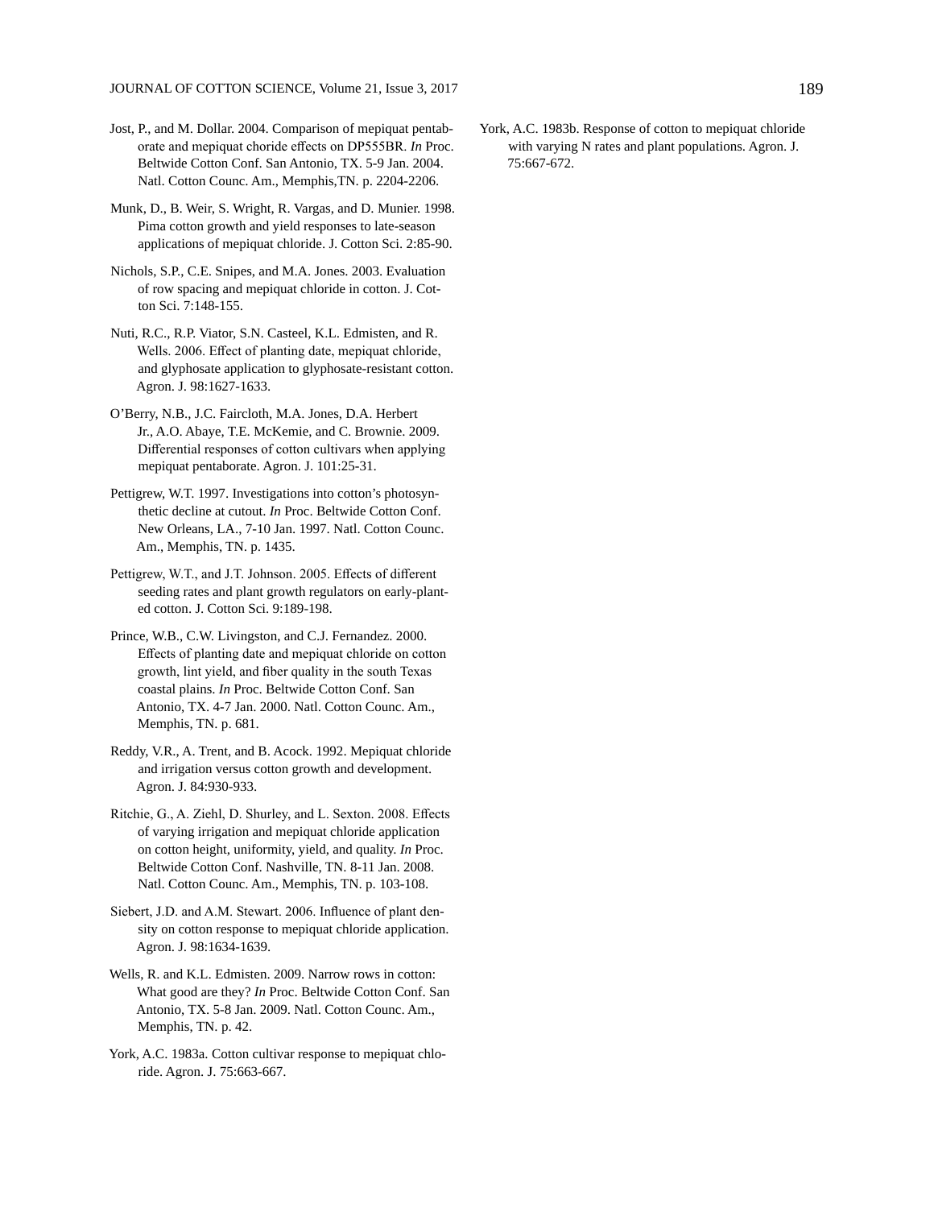Jost, P., and M. Dollar. 2004. Comparison of mepiquat pentaborate and mepiquat choride effects on DP555BR. *In* Proc. Beltwide Cotton Conf. San Antonio, TX. 5-9 Jan. 2004. Natl. Cotton Counc. Am., Memphis,TN. p. 2204-2206.

Munk, D., B. Weir, S. Wright, R. Vargas, and D. Munier. 1998. Pima cotton growth and yield responses to late-season applications of mepiquat chloride. J. Cotton Sci. 2:85-90.

Nichols, S.P., C.E. Snipes, and M.A. Jones. 2003. Evaluation of row spacing and mepiquat chloride in cotton. J. Cotton Sci. 7:148-155.

Nuti, R.C., R.P. Viator, S.N. Casteel, K.L. Edmisten, and R. Wells. 2006. Effect of planting date, mepiquat chloride, and glyphosate application to glyphosate-resistant cotton. Agron. J. 98:1627-1633.

O'Berry, N.B., J.C. Faircloth, M.A. Jones, D.A. Herbert Jr., A.O. Abaye, T.E. McKemie, and C. Brownie. 2009. Differential responses of cotton cultivars when applying mepiquat pentaborate. Agron. J. 101:25-31.

Pettigrew, W.T. 1997. Investigations into cotton's photosynthetic decline at cutout. *In* Proc. Beltwide Cotton Conf. New Orleans, LA., 7-10 Jan. 1997. Natl. Cotton Counc. Am., Memphis, TN. p. 1435.

Pettigrew, W.T., and J.T. Johnson. 2005. Effects of different seeding rates and plant growth regulators on early-planted cotton. J. Cotton Sci. 9:189-198.

Prince, W.B., C.W. Livingston, and C.J. Fernandez. 2000. Effects of planting date and mepiquat chloride on cotton growth, lint yield, and fiber quality in the south Texas coastal plains. *In* Proc. Beltwide Cotton Conf. San Antonio, TX. 4-7 Jan. 2000. Natl. Cotton Counc. Am., Memphis, TN. p. 681.

Reddy, V.R., A. Trent, and B. Acock. 1992. Mepiquat chloride and irrigation versus cotton growth and development. Agron. J. 84:930-933.

Ritchie, G., A. Ziehl, D. Shurley, and L. Sexton. 2008. Effects of varying irrigation and mepiquat chloride application on cotton height, uniformity, yield, and quality. *In* Proc. Beltwide Cotton Conf. Nashville, TN. 8-11 Jan. 2008. Natl. Cotton Counc. Am., Memphis, TN. p. 103-108.

Siebert, J.D. and A.M. Stewart. 2006. Influence of plant density on cotton response to mepiquat chloride application. Agron. J. 98:1634-1639.

Wells, R. and K.L. Edmisten. 2009. Narrow rows in cotton: What good are they? *In* Proc. Beltwide Cotton Conf. San Antonio, TX. 5-8 Jan. 2009. Natl. Cotton Counc. Am., Memphis, TN. p. 42.

York, A.C. 1983a. Cotton cultivar response to mepiquat chloride. Agron. J. 75:663-667.

York, A.C. 1983b. Response of cotton to mepiquat chloride with varying N rates and plant populations. Agron. J. 75:667-672.